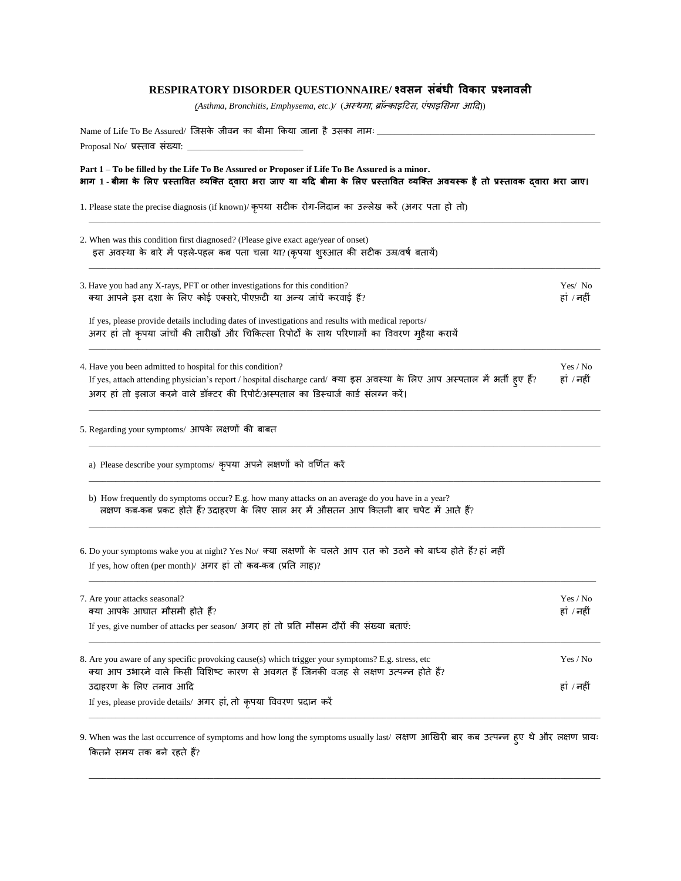# RESPIRATORY DISORDER QUESTIONNAIRE/ श्वसन संबंधी विकार प्रश्नावली

*(Asthma, Bronchitis, Emphysema, etc.)/ (अस्थमा, ब्रॉन्काइटिस, एंफाइसिमा आदि)*

Name of Life To Be Assured/ जिसके जीवन का बीमा किया जाना है उसका नामः ___________________________

Proposal No/ प्रस्ताव संख्या: ___________________________

**Part 1 – To be filled by the Life To Be Assured or Proposer if Life To Be Assured is a minor.**
**भाग 1 - बीमा के लिए प्रस्तावित व्यक्ति द्वारा भरा जाए या यदि बीमा के लिए प्रस्तावित व्यक्ति अवयस्क है तो प्रस्तावक द्वारा भरा जाए।**

1. Please state the precise diagnosis (if known)/ कृपया सटीक रोग-निदान का उल्लेख करें (अगर पता हो तो)

___________________________

2. When was this condition first diagnosed? (Please give exact age/year of onset)
   इस अवस्था के बारे में पहले-पहल कब पता चला था? (कृपया शुरुआत की सटीक उम्र/वर्ष बतायें)

___________________________

3. Have you had any X-rays, PFT or other investigations for this condition? Yes/ No
   क्या आपने इस दशा के लिए कोई एक्सरे, पीएफ़टी या अन्य जांचें करवाई हैं? हां / नहीं

   If yes, please provide details including dates of investigations and results with medical reports/
   अगर हां तो कृपया जांचों की तारीखों और चिकित्सा रिपोर्टों के साथ परिणामों का विवरण मुहैया करायें

___________________________

4. Have you been admitted to hospital for this condition? Yes / No
   If yes, attach attending physician's report / hospital discharge card/ क्या इस अवस्था के लिए आप अस्पताल में भर्ती हुए हैं? हां / नहीं
   अगर हां तो इलाज करने वाले डॉक्टर की रिपोर्ट/अस्पताल का डिस्चार्ज कार्ड संलग्न करें।

___________________________

5. Regarding your symptoms/ आपके लक्षणों की बाबत

___________________________

   a) Please describe your symptoms/ कृपया अपने लक्षणों को वर्णित करें

___________________________

   b) How frequently do symptoms occur? E.g. how many attacks on an average do you have in a year?
      लक्षण कब-कब प्रकट होते हैं? उदाहरण के लिए साल भर में औसतन आप कितनी बार चपेट में आते हैं?

___________________________

6. Do your symptoms wake you at night? Yes No/ क्या लक्षणों के चलते आप रात को उठने को बाध्य होते हैं? हां नहीं
   If yes, how often (per month)/ अगर हां तो कब-कब (प्रति माह)?

___________________________

7. Are your attacks seasonal? Yes / No
   क्या आपके आघात मौसमी होते हैं? हां / नहीं
   If yes, give number of attacks per season/ अगर हां तो प्रति मौसम दौरों की संख्या बताएं:

___________________________

8. Are you aware of any specific provoking cause(s) which trigger your symptoms? E.g. stress, etc Yes / No
   क्या आप उभारने वाले किसी विशिष्ट कारण से अवगत हैं जिनकी वजह से लक्षण उत्पन्न होते हैं?
   उदाहरण के लिए तनाव आदि हां / नहीं
   If yes, please provide details/ अगर हां, तो कृपया विवरण प्रदान करें

___________________________

9. When was the last occurrence of symptoms and how long the symptoms usually last/ लक्षण आखिरी बार कब उत्पन्न हुए थे और लक्षण प्रायः कितने समय तक बने रहते हैं?

___________________________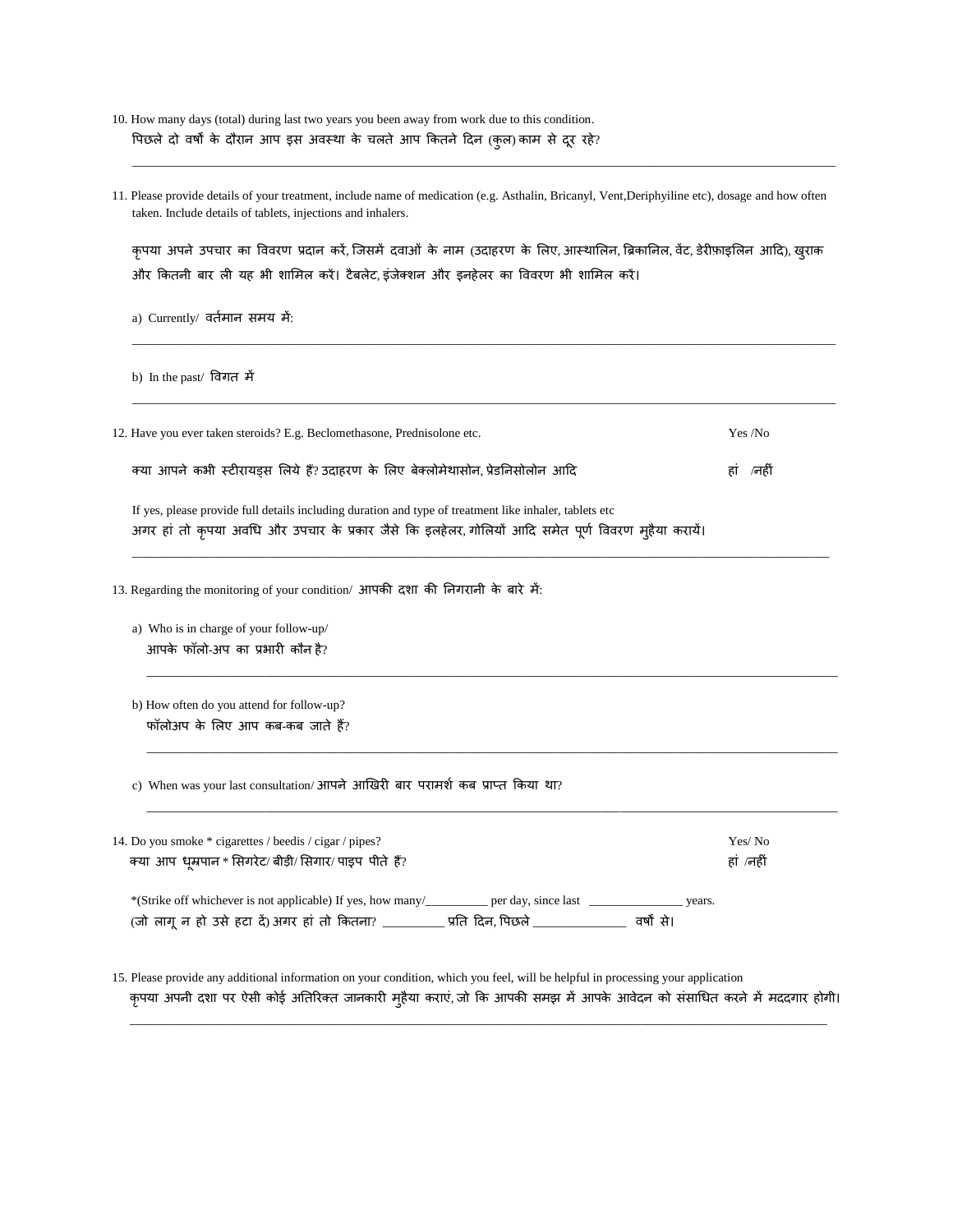10. How many days (total) during last two years you been away from work due to this condition.
    पिछले दो वर्षों के दौरान आप इस अवस्था के चलते आप कितने दिन (कुल) काम से दूर रहे?

    ______________________________________________________________________________

11. Please provide details of your treatment, include name of medication (e.g. Asthalin, Bricanyl, Vent,Deriphyiline etc), dosage and how often taken. Include details of tablets, injections and inhalers.

    कृपया अपने उपचार का विवरण प्रदान करें, जिसमें दवाओं के नाम (उदाहरण के लिए, आस्थालिन, ब्रिकानिल, वेंट, डेरीफ़ाइलिन आदि), खुराक और कितनी बार ली यह भी शामिल करें। टैबलेट, इंजेक्शन और इनहेलर का विवरण भी शामिल करें।

    a) Currently/ वर्तमान समय में:

    ______________________________________________________________________________

    b) In the past/ विगत में

    ______________________________________________________________________________

12. Have you ever taken steroids? E.g. Beclomethasone, Prednisolone etc. Yes /No

    क्या आपने कभी स्टीरायड्स लिये हैं? उदाहरण के लिए बेक्लोमेथासोन, प्रेडनिसोलोन आदि हां /नहीं

    If yes, please provide full details including duration and type of treatment like inhaler, tablets etc
    अगर हां तो कृपया अवधि और उपचार के प्रकार जैसे कि इलहेलर, गोलियों आदि समेत पूर्ण विवरण मुहैया करायें।

    ______________________________________________________________________________

13. Regarding the monitoring of your condition/ आपकी दशा की निगरानी के बारे में:

    a) Who is in charge of your follow-up/
       आपके फॉलो-अप का प्रभारी कौन है?

    ______________________________________________________________________________

    b) How often do you attend for follow-up?
       फॉलोअप के लिए आप कब-कब जाते हैं?

    ______________________________________________________________________________

    c) When was your last consultation/ आपने आखिरी बार परामर्श कब प्राप्त किया था?

    ______________________________________________________________________________

14. Do you smoke * cigarettes / beedis / cigar / pipes? Yes/ No
    क्या आप धूम्रपान * सिगरेट/ बीड़ी/ सिगार/ पाइप पीते हैं? हां /नहीं

    *(Strike off whichever is not applicable) If yes, how many/__________ per day, since last _______________ years.
    (जो लागू न हो उसे हटा दें) अगर हां तो कितना? __________ प्रति दिन, पिछले _______________ वर्षों से।

15. Please provide any additional information on your condition, which you feel, will be helpful in processing your application
    कृपया अपनी दशा पर ऐसी कोई अतिरिक्त जानकारी मुहैया कराएं, जो कि आपकी समझ में आपके आवेदन को संसाधित करने में मददगार होगी।

    ______________________________________________________________________________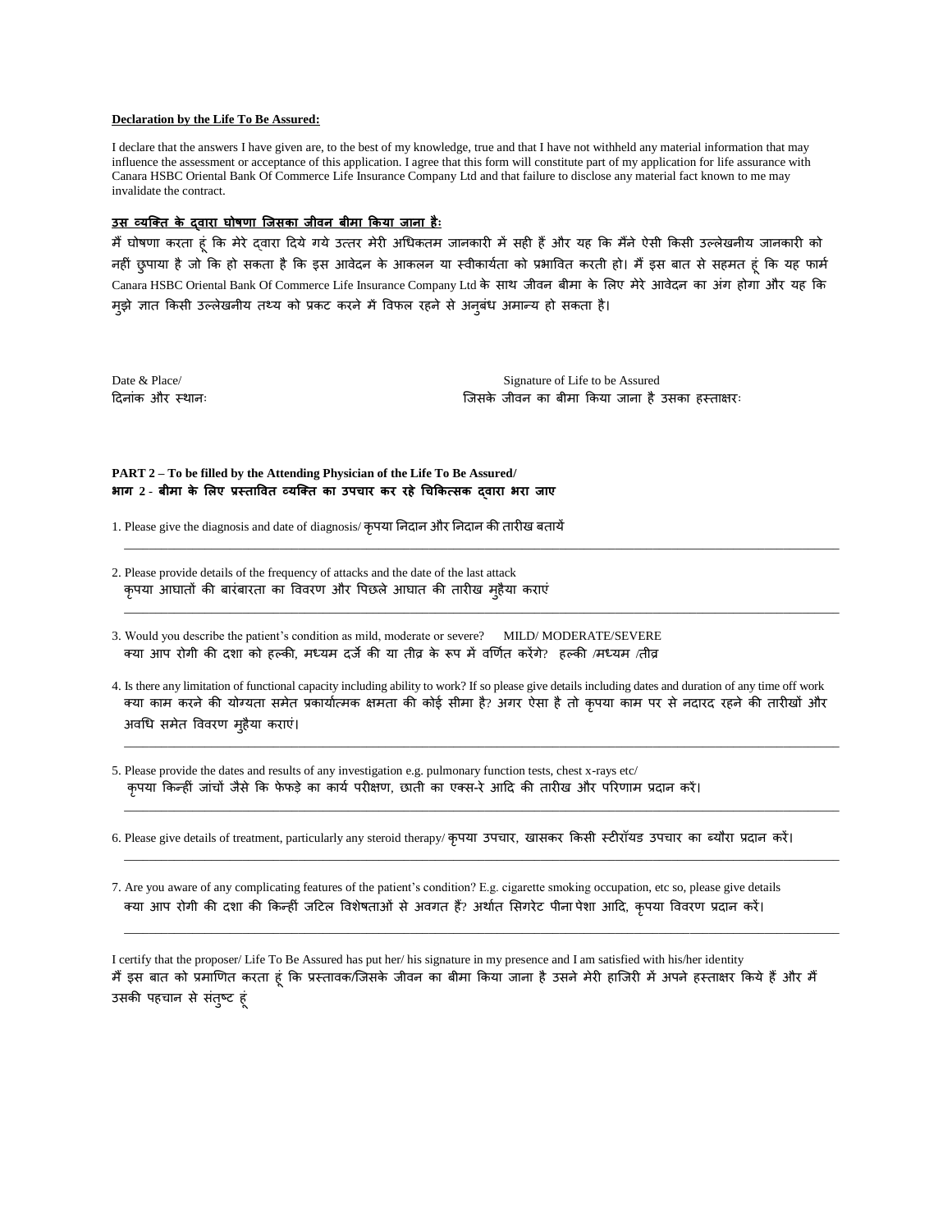**Declaration by the Life To Be Assured:**

I declare that the answers I have given are, to the best of my knowledge, true and that I have not withheld any material information that may influence the assessment or acceptance of this application. I agree that this form will constitute part of my application for life assurance with Canara HSBC Oriental Bank Of Commerce Life Insurance Company Ltd and that failure to disclose any material fact known to me may invalidate the contract.

**उस व्यक्ति के द्वारा घोषणा जिसका जीवन बीमा किया जाना हैः**

मैं घोषणा करता हूं कि मेरे द्वारा दिये गये उत्तर मेरी अधिकतम जानकारी में सही हैं और यह कि मैंने ऐसी किसी उल्लेखनीय जानकारी को नहीं छुपाया है जो कि हो सकता है कि इस आवेदन के आकलन या स्वीकार्यता को प्रभावित करती हो। मैं इस बात से सहमत हूं कि यह फार्म Canara HSBC Oriental Bank Of Commerce Life Insurance Company Ltd के साथ जीवन बीमा के लिए मेरे आवेदन का अंग होगा और यह कि मुझे ज्ञात किसी उल्लेखनीय तथ्य को प्रकट करने में विफल रहने से अनुबंध अमान्य हो सकता है।

Date & Place/
दिनांक और स्थानः

Signature of Life to be Assured
जिसके जीवन का बीमा किया जाना है उसका हस्ताक्षरः

**PART 2 – To be filled by the Attending Physician of the Life To Be Assured/**
**भाग 2 - बीमा के लिए प्रस्तावित व्यक्ति का उपचार कर रहे चिकित्सक द्वारा भरा जाए**

1. Please give the diagnosis and date of diagnosis/ कृपया निदान और निदान की तारीख बतायें

_______________________________________________________________________________

2. Please provide details of the frequency of attacks and the date of the last attack
   कृपया आघातों की बारंबारता का विवरण और पिछले आघात की तारीख मुहैया कराएं

_______________________________________________________________________________

3. Would you describe the patient's condition as mild, moderate or severe? MILD/ MODERATE/SEVERE
   क्या आप रोगी की दशा को हल्की, मध्यम दर्जे की या तीव्र के रूप में वर्णित करेंगे? हल्की /मध्यम /तीव्र

4. Is there any limitation of functional capacity including ability to work? If so please give details including dates and duration of any time off work
   क्या काम करने की योग्यता समेत प्रकार्यात्मक क्षमता की कोई सीमा है? अगर ऐसा है तो कृपया काम पर से नदारद रहने की तारीखों और अवधि समेत विवरण मुहैया कराएं।

_______________________________________________________________________________

5. Please provide the dates and results of any investigation e.g. pulmonary function tests, chest x-rays etc/
   कृपया किन्हीं जांचों जैसे कि फेफड़े का कार्य परीक्षण, छाती का एक्स-रे आदि की तारीख और परिणाम प्रदान करें।

_______________________________________________________________________________

6. Please give details of treatment, particularly any steroid therapy/ कृपया उपचार, खासकर किसी स्टीरॉयड उपचार का ब्यौरा प्रदान करें।

_______________________________________________________________________________

7. Are you aware of any complicating features of the patient's condition? E.g. cigarette smoking occupation, etc so, please give details
   क्या आप रोगी की दशा की किन्हीं जटिल विशेषताओं से अवगत हैं? अर्थात सिगरेट पीना पेशा आदि, कृपया विवरण प्रदान करें।

_______________________________________________________________________________

I certify that the proposer/ Life To Be Assured has put her/ his signature in my presence and I am satisfied with his/her identity
मैं इस बात को प्रमाणित करता हूं कि प्रस्तावक/जिसके जीवन का बीमा किया जाना है उसने मेरी हाजिरी में अपने हस्ताक्षर किये हैं और मैं उसकी पहचान से संतुष्ट हूं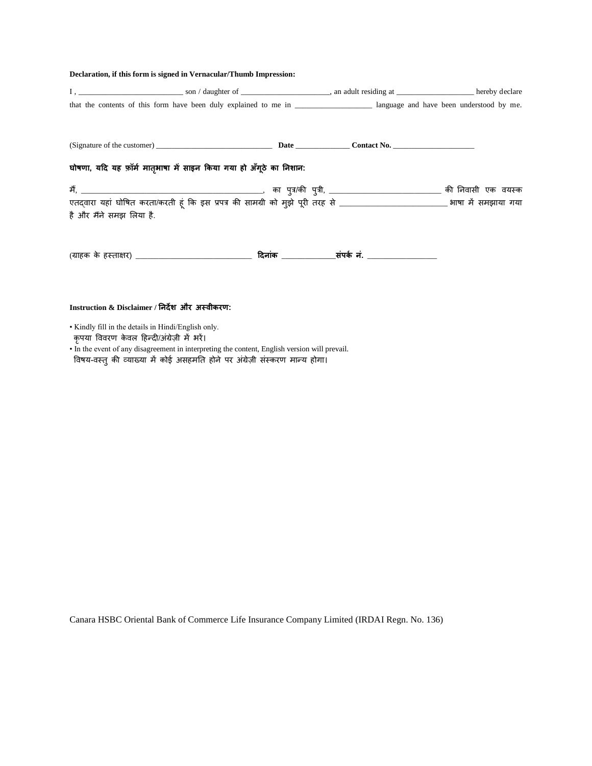**Declaration, if this form is signed in Vernacular/Thumb Impression:**

I , ___________________________ son / daughter of _______________________, an adult residing at ____________________ hereby declare that the contents of this form have been duly explained to me in ____________________ language and have been understood by me.

(Signature of the customer) _______________________________ **Date** ______________ **Contact No.** _____________________

**घोषणा, यदि यह फ़ॉर्म मातृभाषा में साइन किया गया हो अँगूठे का निशान:**

मैं, _____________________________________________, का पुत्र/की पुत्री, ____________________________ की निवासी एक वयस्क एतद्वारा यहां घोषित करता/करती हूं कि इस प्रपत्र की सामग्री को मुझे पूरी तरह से ___________________________ भाषा में समझाया गया है और मैंने समझ लिया है.

(ग्राहक के हस्ताक्षर) _____________________________ **दिनांक** ______________**संपर्क नं.** _________________

**Instruction & Disclaimer / निर्देश और अस्वीकरण:**

- Kindly fill in the details in Hindi/English only.
  कृपया विवरण केवल हिन्दी/अंग्रेज़ी में भरें।
- In the event of any disagreement in interpreting the content, English version will prevail.
  विषय-वस्तु की व्याख्या में कोई असहमति होने पर अंग्रेज़ी संस्करण मान्य होगा।

Canara HSBC Oriental Bank of Commerce Life Insurance Company Limited (IRDAI Regn. No. 136)